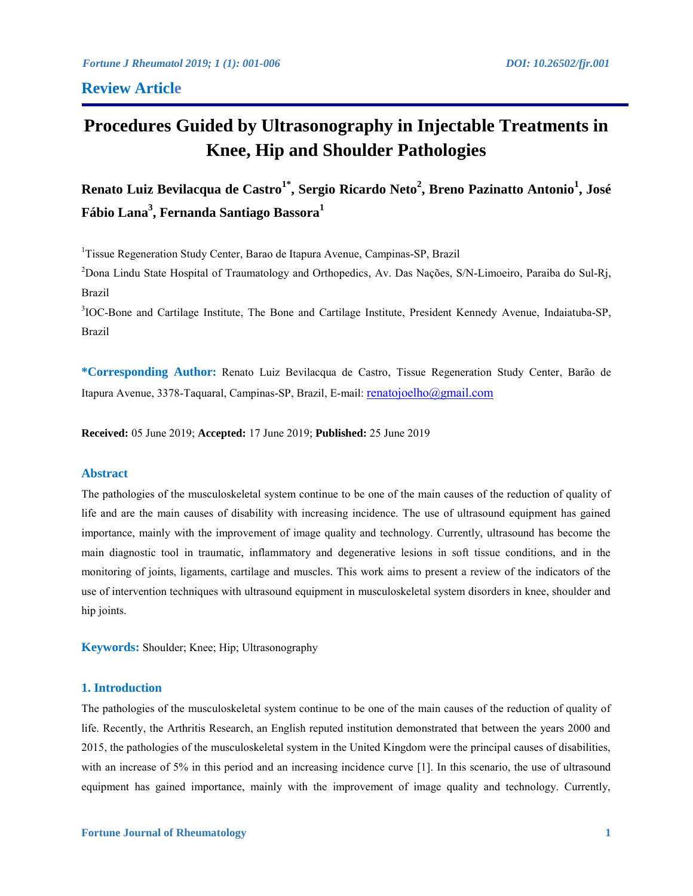**Review Article**

# Procedures Guided by Ultrasonography in Injectable Treatments in Knee, Hip and Shoulder Pathologies

**Renato Luiz Bevilacqua de Castro[1*], Sergio Ricardo Neto[2], Breno Pazinatto Antonio[1], José Fábio Lana[3], Fernanda Santiago Bassora[1]**

[1]Tissue Regeneration Study Center, Barao de Itapura Avenue, Campinas-SP, Brazil

[2]Dona Lindu State Hospital of Traumatology and Orthopedics, Av. Das Nações, S/N-Limoeiro, Paraiba do Sul-Rj, Brazil

[3]IOC-Bone and Cartilage Institute, The Bone and Cartilage Institute, President Kennedy Avenue, Indaiatuba-SP, Brazil

**\*Corresponding Author:** Renato Luiz Bevilacqua de Castro, Tissue Regeneration Study Center, Barão de Itapura Avenue, 3378-Taquaral, Campinas-SP, Brazil, E-mail: renatojoelho@gmail.com

**Received:** 05 June 2019; **Accepted:** 17 June 2019; **Published:** 25 June 2019

## Abstract

The pathologies of the musculoskeletal system continue to be one of the main causes of the reduction of quality of life and are the main causes of disability with increasing incidence. The use of ultrasound equipment has gained importance, mainly with the improvement of image quality and technology. Currently, ultrasound has become the main diagnostic tool in traumatic, inflammatory and degenerative lesions in soft tissue conditions, and in the monitoring of joints, ligaments, cartilage and muscles. This work aims to present a review of the indicators of the use of intervention techniques with ultrasound equipment in musculoskeletal system disorders in knee, shoulder and hip joints.

**Keywords:** Shoulder; Knee; Hip; Ultrasonography

## 1. Introduction

The pathologies of the musculoskeletal system continue to be one of the main causes of the reduction of quality of life. Recently, the Arthritis Research, an English reputed institution demonstrated that between the years 2000 and 2015, the pathologies of the musculoskeletal system in the United Kingdom were the principal causes of disabilities, with an increase of 5% in this period and an increasing incidence curve [1]. In this scenario, the use of ultrasound equipment has gained importance, mainly with the improvement of image quality and technology. Currently,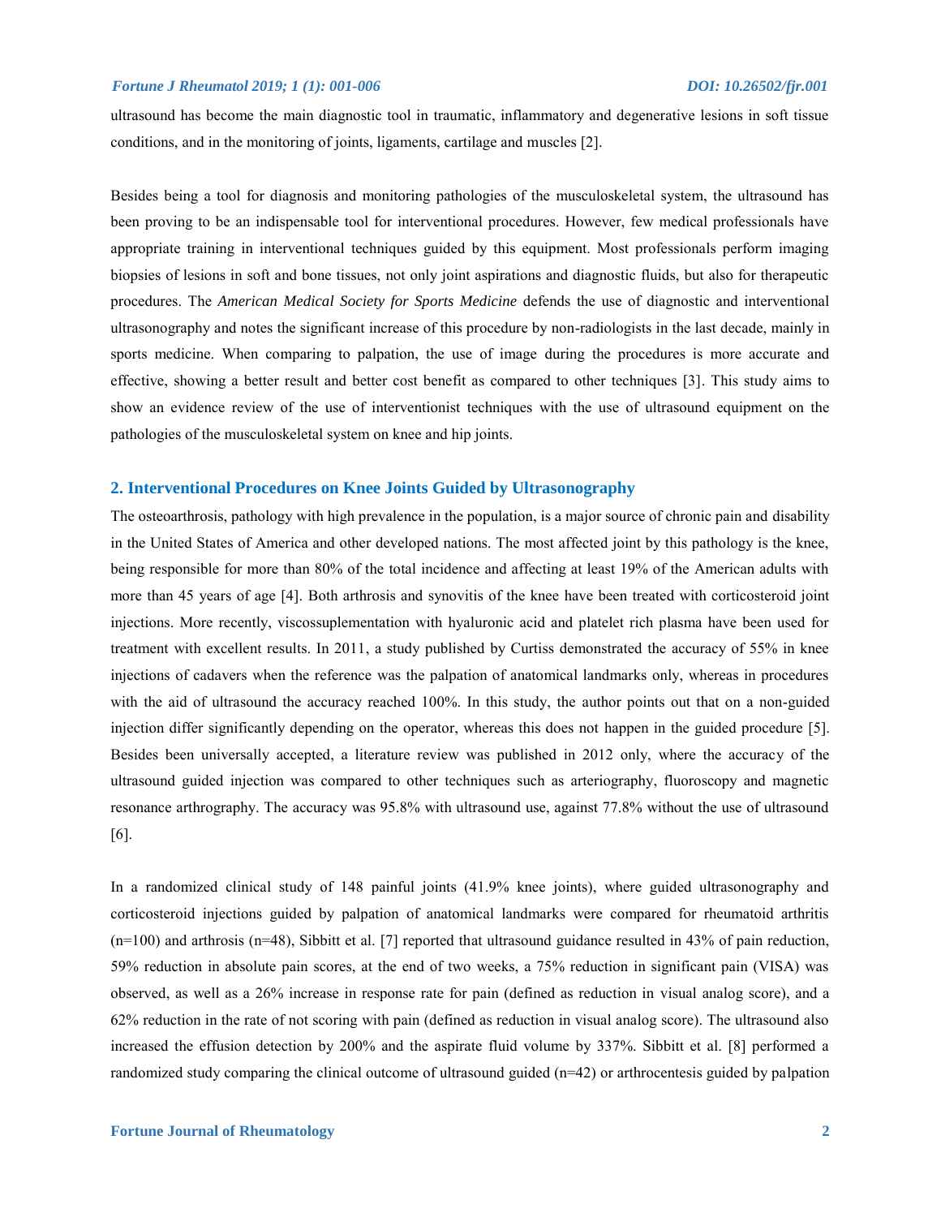ultrasound has become the main diagnostic tool in traumatic, inflammatory and degenerative lesions in soft tissue conditions, and in the monitoring of joints, ligaments, cartilage and muscles [2].

Besides being a tool for diagnosis and monitoring pathologies of the musculoskeletal system, the ultrasound has been proving to be an indispensable tool for interventional procedures. However, few medical professionals have appropriate training in interventional techniques guided by this equipment. Most professionals perform imaging biopsies of lesions in soft and bone tissues, not only joint aspirations and diagnostic fluids, but also for therapeutic procedures. The *American Medical Society for Sports Medicine* defends the use of diagnostic and interventional ultrasonography and notes the significant increase of this procedure by non-radiologists in the last decade, mainly in sports medicine. When comparing to palpation, the use of image during the procedures is more accurate and effective, showing a better result and better cost benefit as compared to other techniques [3]. This study aims to show an evidence review of the use of interventionist techniques with the use of ultrasound equipment on the pathologies of the musculoskeletal system on knee and hip joints.

## 2. Interventional Procedures on Knee Joints Guided by Ultrasonography

The osteoarthrosis, pathology with high prevalence in the population, is a major source of chronic pain and disability in the United States of America and other developed nations. The most affected joint by this pathology is the knee, being responsible for more than 80% of the total incidence and affecting at least 19% of the American adults with more than 45 years of age [4]. Both arthrosis and synovitis of the knee have been treated with corticosteroid joint injections. More recently, viscossuplementation with hyaluronic acid and platelet rich plasma have been used for treatment with excellent results. In 2011, a study published by Curtiss demonstrated the accuracy of 55% in knee injections of cadavers when the reference was the palpation of anatomical landmarks only, whereas in procedures with the aid of ultrasound the accuracy reached 100%. In this study, the author points out that on a non-guided injection differ significantly depending on the operator, whereas this does not happen in the guided procedure [5]. Besides been universally accepted, a literature review was published in 2012 only, where the accuracy of the ultrasound guided injection was compared to other techniques such as arteriography, fluoroscopy and magnetic resonance arthrography. The accuracy was 95.8% with ultrasound use, against 77.8% without the use of ultrasound [6].

In a randomized clinical study of 148 painful joints (41.9% knee joints), where guided ultrasonography and corticosteroid injections guided by palpation of anatomical landmarks were compared for rheumatoid arthritis (n=100) and arthrosis (n=48), Sibbitt et al. [7] reported that ultrasound guidance resulted in 43% of pain reduction, 59% reduction in absolute pain scores, at the end of two weeks, a 75% reduction in significant pain (VISA) was observed, as well as a 26% increase in response rate for pain (defined as reduction in visual analog score), and a 62% reduction in the rate of not scoring with pain (defined as reduction in visual analog score). The ultrasound also increased the effusion detection by 200% and the aspirate fluid volume by 337%. Sibbitt et al. [8] performed a randomized study comparing the clinical outcome of ultrasound guided (n=42) or arthrocentesis guided by palpation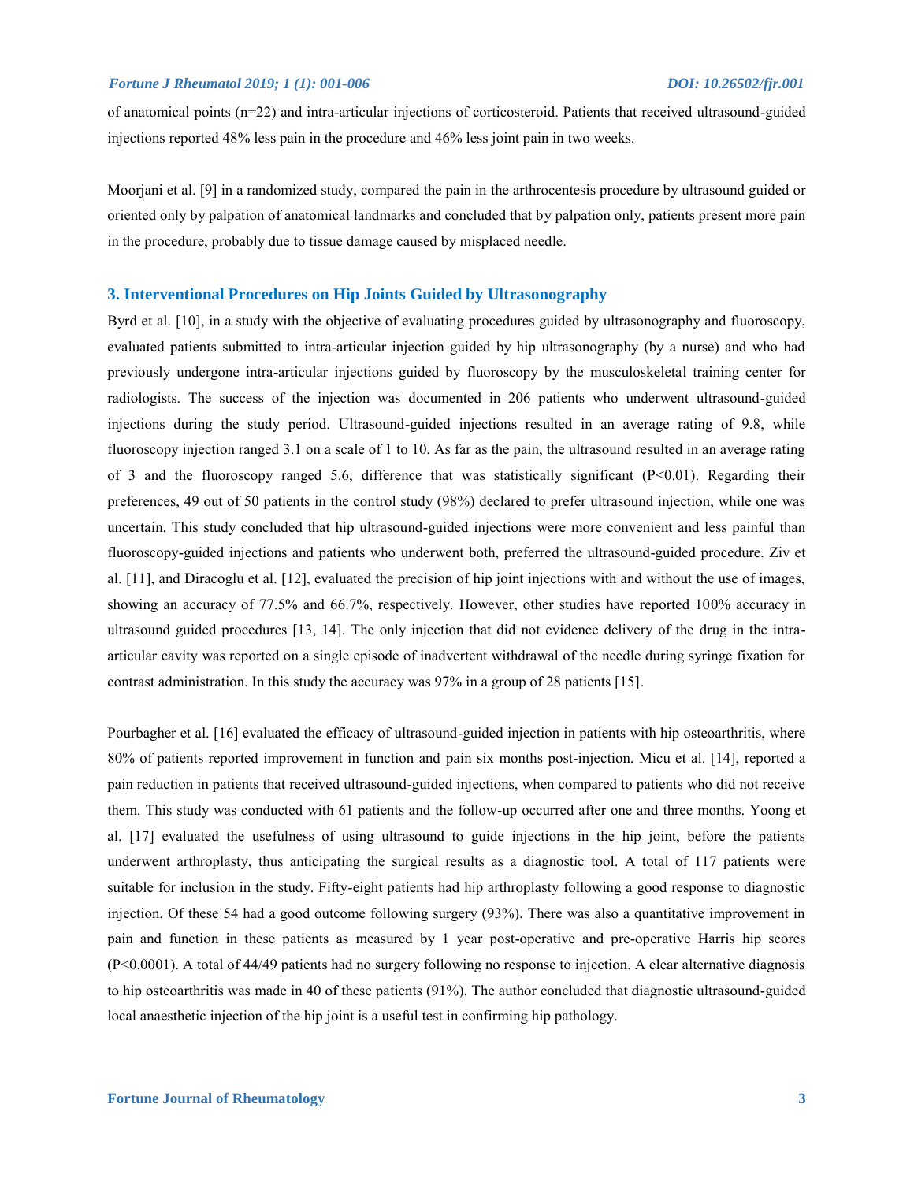of anatomical points (n=22) and intra-articular injections of corticosteroid. Patients that received ultrasound-guided injections reported 48% less pain in the procedure and 46% less joint pain in two weeks.

Moorjani et al. [9] in a randomized study, compared the pain in the arthrocentesis procedure by ultrasound guided or oriented only by palpation of anatomical landmarks and concluded that by palpation only, patients present more pain in the procedure, probably due to tissue damage caused by misplaced needle.

## 3. Interventional Procedures on Hip Joints Guided by Ultrasonography

Byrd et al. [10], in a study with the objective of evaluating procedures guided by ultrasonography and fluoroscopy, evaluated patients submitted to intra-articular injection guided by hip ultrasonography (by a nurse) and who had previously undergone intra-articular injections guided by fluoroscopy by the musculoskeletal training center for radiologists. The success of the injection was documented in 206 patients who underwent ultrasound-guided injections during the study period. Ultrasound-guided injections resulted in an average rating of 9.8, while fluoroscopy injection ranged 3.1 on a scale of 1 to 10. As far as the pain, the ultrasound resulted in an average rating of 3 and the fluoroscopy ranged 5.6, difference that was statistically significant ($P<0.01$). Regarding their preferences, 49 out of 50 patients in the control study (98%) declared to prefer ultrasound injection, while one was uncertain. This study concluded that hip ultrasound-guided injections were more convenient and less painful than fluoroscopy-guided injections and patients who underwent both, preferred the ultrasound-guided procedure. Ziv et al. [11], and Diracoglu et al. [12], evaluated the precision of hip joint injections with and without the use of images, showing an accuracy of 77.5% and 66.7%, respectively. However, other studies have reported 100% accuracy in ultrasound guided procedures [13, 14]. The only injection that did not evidence delivery of the drug in the intra-articular cavity was reported on a single episode of inadvertent withdrawal of the needle during syringe fixation for contrast administration. In this study the accuracy was 97% in a group of 28 patients [15].

Pourbagher et al. [16] evaluated the efficacy of ultrasound-guided injection in patients with hip osteoarthritis, where 80% of patients reported improvement in function and pain six months post-injection. Micu et al. [14], reported a pain reduction in patients that received ultrasound-guided injections, when compared to patients who did not receive them. This study was conducted with 61 patients and the follow-up occurred after one and three months. Yoong et al. [17] evaluated the usefulness of using ultrasound to guide injections in the hip joint, before the patients underwent arthroplasty, thus anticipating the surgical results as a diagnostic tool. A total of 117 patients were suitable for inclusion in the study. Fifty-eight patients had hip arthroplasty following a good response to diagnostic injection. Of these 54 had a good outcome following surgery (93%). There was also a quantitative improvement in pain and function in these patients as measured by 1 year post-operative and pre-operative Harris hip scores ($P<0.0001$). A total of 44/49 patients had no surgery following no response to injection. A clear alternative diagnosis to hip osteoarthritis was made in 40 of these patients (91%). The author concluded that diagnostic ultrasound-guided local anaesthetic injection of the hip joint is a useful test in confirming hip pathology.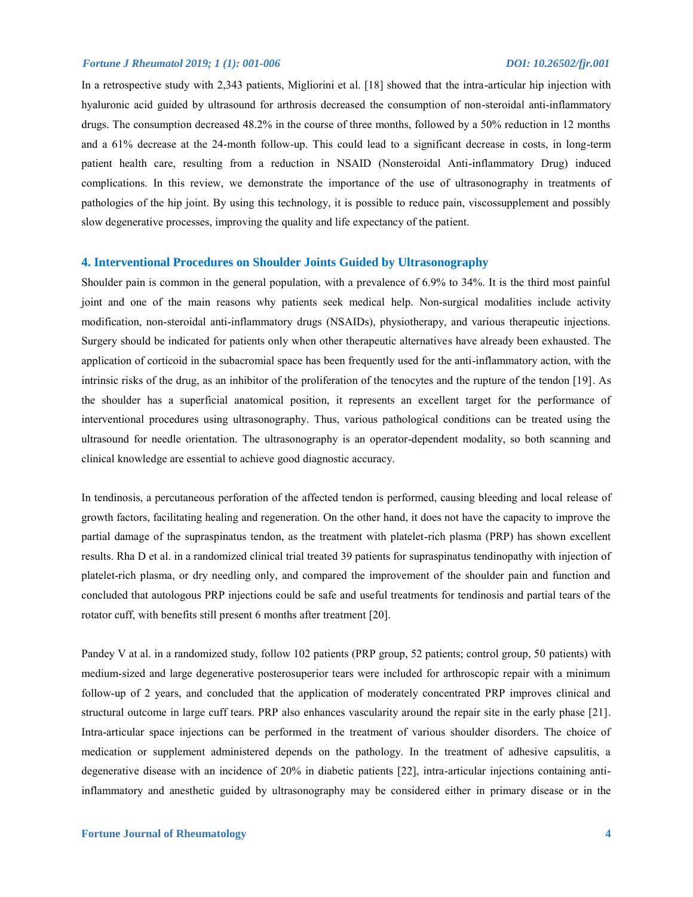In a retrospective study with 2,343 patients, Migliorini et al. [18] showed that the intra-articular hip injection with hyaluronic acid guided by ultrasound for arthrosis decreased the consumption of non-steroidal anti-inflammatory drugs. The consumption decreased 48.2% in the course of three months, followed by a 50% reduction in 12 months and a 61% decrease at the 24-month follow-up. This could lead to a significant decrease in costs, in long-term patient health care, resulting from a reduction in NSAID (Nonsteroidal Anti-inflammatory Drug) induced complications. In this review, we demonstrate the importance of the use of ultrasonography in treatments of pathologies of the hip joint. By using this technology, it is possible to reduce pain, viscossupplement and possibly slow degenerative processes, improving the quality and life expectancy of the patient.

## 4. Interventional Procedures on Shoulder Joints Guided by Ultrasonography

Shoulder pain is common in the general population, with a prevalence of 6.9% to 34%. It is the third most painful joint and one of the main reasons why patients seek medical help. Non-surgical modalities include activity modification, non-steroidal anti-inflammatory drugs (NSAIDs), physiotherapy, and various therapeutic injections. Surgery should be indicated for patients only when other therapeutic alternatives have already been exhausted. The application of corticoid in the subacromial space has been frequently used for the anti-inflammatory action, with the intrinsic risks of the drug, as an inhibitor of the proliferation of the tenocytes and the rupture of the tendon [19]. As the shoulder has a superficial anatomical position, it represents an excellent target for the performance of interventional procedures using ultrasonography. Thus, various pathological conditions can be treated using the ultrasound for needle orientation. The ultrasonography is an operator-dependent modality, so both scanning and clinical knowledge are essential to achieve good diagnostic accuracy.

In tendinosis, a percutaneous perforation of the affected tendon is performed, causing bleeding and local release of growth factors, facilitating healing and regeneration. On the other hand, it does not have the capacity to improve the partial damage of the supraspinatus tendon, as the treatment with platelet-rich plasma (PRP) has shown excellent results. Rha D et al. in a randomized clinical trial treated 39 patients for supraspinatus tendinopathy with injection of platelet-rich plasma, or dry needling only, and compared the improvement of the shoulder pain and function and concluded that autologous PRP injections could be safe and useful treatments for tendinosis and partial tears of the rotator cuff, with benefits still present 6 months after treatment [20].

Pandey V at al. in a randomized study, follow 102 patients (PRP group, 52 patients; control group, 50 patients) with medium-sized and large degenerative posterosuperior tears were included for arthroscopic repair with a minimum follow-up of 2 years, and concluded that the application of moderately concentrated PRP improves clinical and structural outcome in large cuff tears. PRP also enhances vascularity around the repair site in the early phase [21]. Intra-articular space injections can be performed in the treatment of various shoulder disorders. The choice of medication or supplement administered depends on the pathology. In the treatment of adhesive capsulitis, a degenerative disease with an incidence of 20% in diabetic patients [22], intra-articular injections containing anti-inflammatory and anesthetic guided by ultrasonography may be considered either in primary disease or in the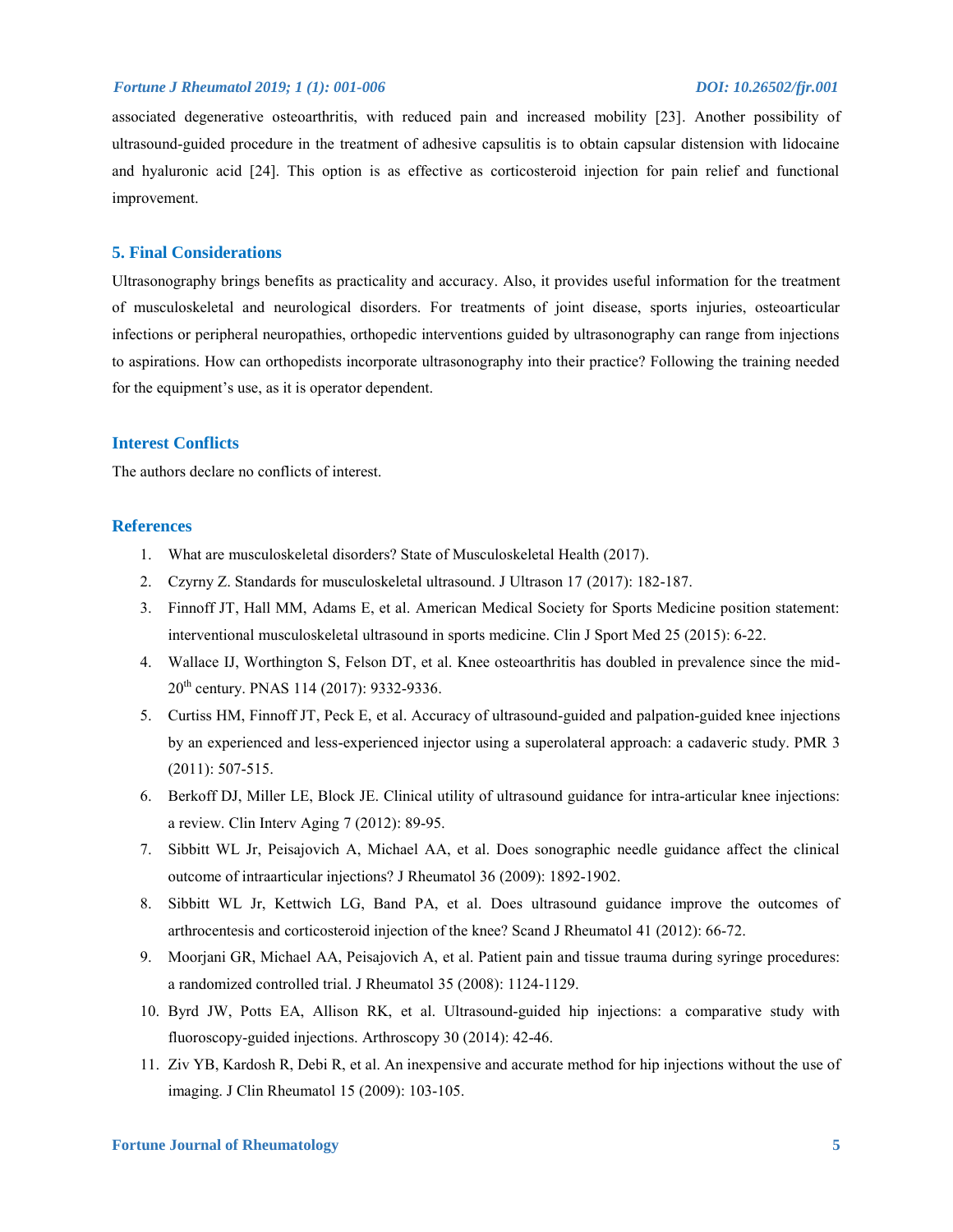associated degenerative osteoarthritis, with reduced pain and increased mobility [23]. Another possibility of ultrasound-guided procedure in the treatment of adhesive capsulitis is to obtain capsular distension with lidocaine and hyaluronic acid [24]. This option is as effective as corticosteroid injection for pain relief and functional improvement.

## 5. Final Considerations

Ultrasonography brings benefits as practicality and accuracy. Also, it provides useful information for the treatment of musculoskeletal and neurological disorders. For treatments of joint disease, sports injuries, osteoarticular infections or peripheral neuropathies, orthopedic interventions guided by ultrasonography can range from injections to aspirations. How can orthopedists incorporate ultrasonography into their practice? Following the training needed for the equipment's use, as it is operator dependent.

## Interest Conflicts

The authors declare no conflicts of interest.

## References

1. What are musculoskeletal disorders? State of Musculoskeletal Health (2017).
2. Czyrny Z. Standards for musculoskeletal ultrasound. J Ultrason 17 (2017): 182-187.
3. Finnoff JT, Hall MM, Adams E, et al. American Medical Society for Sports Medicine position statement: interventional musculoskeletal ultrasound in sports medicine. Clin J Sport Med 25 (2015): 6-22.
4. Wallace IJ, Worthington S, Felson DT, et al. Knee osteoarthritis has doubled in prevalence since the mid-20th century. PNAS 114 (2017): 9332-9336.
5. Curtiss HM, Finnoff JT, Peck E, et al. Accuracy of ultrasound-guided and palpation-guided knee injections by an experienced and less-experienced injector using a superolateral approach: a cadaveric study. PMR 3 (2011): 507-515.
6. Berkoff DJ, Miller LE, Block JE. Clinical utility of ultrasound guidance for intra-articular knee injections: a review. Clin Interv Aging 7 (2012): 89-95.
7. Sibbitt WL Jr, Peisajovich A, Michael AA, et al. Does sonographic needle guidance affect the clinical outcome of intraarticular injections? J Rheumatol 36 (2009): 1892-1902.
8. Sibbitt WL Jr, Kettwich LG, Band PA, et al. Does ultrasound guidance improve the outcomes of arthrocentesis and corticosteroid injection of the knee? Scand J Rheumatol 41 (2012): 66-72.
9. Moorjani GR, Michael AA, Peisajovich A, et al. Patient pain and tissue trauma during syringe procedures: a randomized controlled trial. J Rheumatol 35 (2008): 1124-1129.
10. Byrd JW, Potts EA, Allison RK, et al. Ultrasound-guided hip injections: a comparative study with fluoroscopy-guided injections. Arthroscopy 30 (2014): 42-46.
11. Ziv YB, Kardosh R, Debi R, et al. An inexpensive and accurate method for hip injections without the use of imaging. J Clin Rheumatol 15 (2009): 103-105.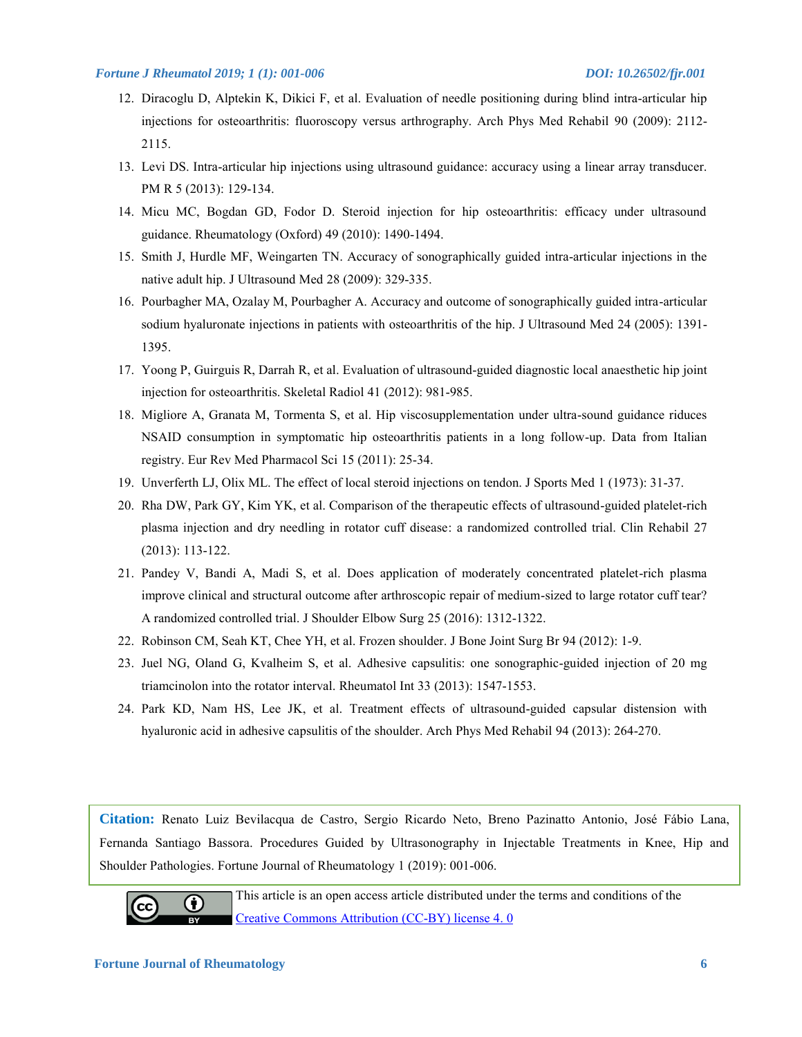12. Diracoglu D, Alptekin K, Dikici F, et al. Evaluation of needle positioning during blind intra-articular hip injections for osteoarthritis: fluoroscopy versus arthrography. Arch Phys Med Rehabil 90 (2009): 2112-2115.
13. Levi DS. Intra-articular hip injections using ultrasound guidance: accuracy using a linear array transducer. PM R 5 (2013): 129-134.
14. Micu MC, Bogdan GD, Fodor D. Steroid injection for hip osteoarthritis: efficacy under ultrasound guidance. Rheumatology (Oxford) 49 (2010): 1490-1494.
15. Smith J, Hurdle MF, Weingarten TN. Accuracy of sonographically guided intra-articular injections in the native adult hip. J Ultrasound Med 28 (2009): 329-335.
16. Pourbagher MA, Ozalay M, Pourbagher A. Accuracy and outcome of sonographically guided intra-articular sodium hyaluronate injections in patients with osteoarthritis of the hip. J Ultrasound Med 24 (2005): 1391-1395.
17. Yoong P, Guirguis R, Darrah R, et al. Evaluation of ultrasound-guided diagnostic local anaesthetic hip joint injection for osteoarthritis. Skeletal Radiol 41 (2012): 981-985.
18. Migliore A, Granata M, Tormenta S, et al. Hip viscosupplementation under ultra-sound guidance riduces NSAID consumption in symptomatic hip osteoarthritis patients in a long follow-up. Data from Italian registry. Eur Rev Med Pharmacol Sci 15 (2011): 25-34.
19. Unverferth LJ, Olix ML. The effect of local steroid injections on tendon. J Sports Med 1 (1973): 31-37.
20. Rha DW, Park GY, Kim YK, et al. Comparison of the therapeutic effects of ultrasound-guided platelet-rich plasma injection and dry needling in rotator cuff disease: a randomized controlled trial. Clin Rehabil 27 (2013): 113-122.
21. Pandey V, Bandi A, Madi S, et al. Does application of moderately concentrated platelet-rich plasma improve clinical and structural outcome after arthroscopic repair of medium-sized to large rotator cuff tear? A randomized controlled trial. J Shoulder Elbow Surg 25 (2016): 1312-1322.
22. Robinson CM, Seah KT, Chee YH, et al. Frozen shoulder. J Bone Joint Surg Br 94 (2012): 1-9.
23. Juel NG, Oland G, Kvalheim S, et al. Adhesive capsulitis: one sonographic-guided injection of 20 mg triamcinolon into the rotator interval. Rheumatol Int 33 (2013): 1547-1553.
24. Park KD, Nam HS, Lee JK, et al. Treatment effects of ultrasound-guided capsular distension with hyaluronic acid in adhesive capsulitis of the shoulder. Arch Phys Med Rehabil 94 (2013): 264-270.

**Citation:** Renato Luiz Bevilacqua de Castro, Sergio Ricardo Neto, Breno Pazinatto Antonio, José Fábio Lana, Fernanda Santiago Bassora. Procedures Guided by Ultrasonography in Injectable Treatments in Knee, Hip and Shoulder Pathologies. Fortune Journal of Rheumatology 1 (2019): 001-006.

This article is an open access article distributed under the terms and conditions of the [Creative Commons Attribution (CC-BY) license 4. 0]